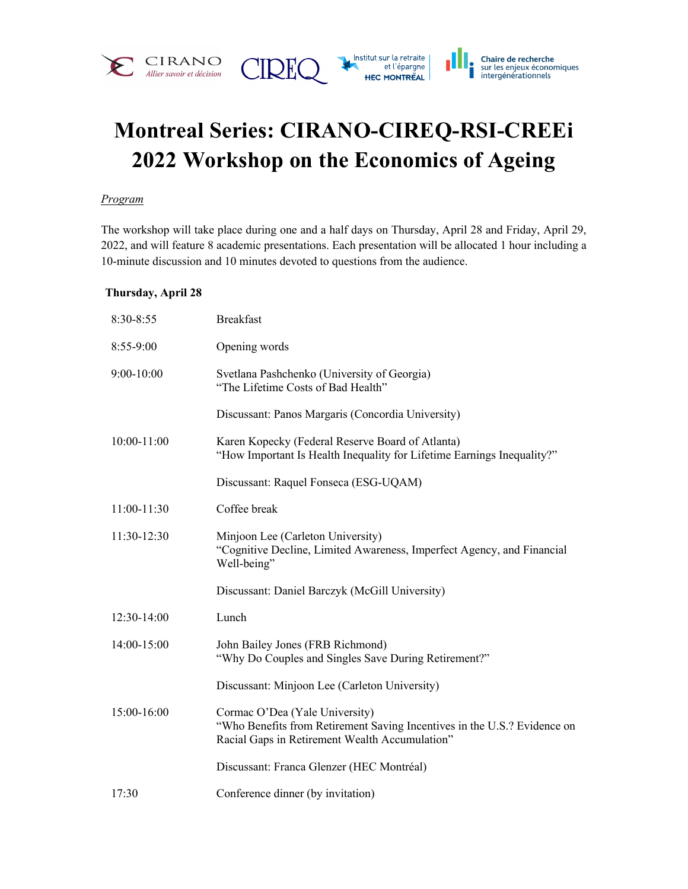# Montreal Series: CIRANO-CIREQ-RSI-CREEi 2022 Workshop on the Economics of Ageing

*Program*

The workshop will take place during one and a half days on Thursday, April 28 and Friday, April 29, 2022, and will feature 8 academic presentations. Each presentation will be allocated 1 hour including a 10-minute discussion and 10 minutes devoted to questions from the audience.

**Thursday, April 28**

| | |
|---|---|
| 8:30-8:55 | Breakfast |
| 8:55-9:00 | Opening words |
| 9:00-10:00 | Svetlana Pashchenko (University of Georgia)<br>"The Lifetime Costs of Bad Health"<br><br>Discussant: Panos Margaris (Concordia University) |
| 10:00-11:00 | Karen Kopecky (Federal Reserve Board of Atlanta)<br>"How Important Is Health Inequality for Lifetime Earnings Inequality?"<br><br>Discussant: Raquel Fonseca (ESG-UQAM) |
| 11:00-11:30 | Coffee break |
| 11:30-12:30 | Minjoon Lee (Carleton University)<br>"Cognitive Decline, Limited Awareness, Imperfect Agency, and Financial Well-being"<br><br>Discussant: Daniel Barczyk (McGill University) |
| 12:30-14:00 | Lunch |
| 14:00-15:00 | John Bailey Jones (FRB Richmond)<br>"Why Do Couples and Singles Save During Retirement?"<br><br>Discussant: Minjoon Lee (Carleton University) |
| 15:00-16:00 | Cormac O'Dea (Yale University)<br>"Who Benefits from Retirement Saving Incentives in the U.S.? Evidence on Racial Gaps in Retirement Wealth Accumulation"<br><br>Discussant: Franca Glenzer (HEC Montréal) |
| 17:30 | Conference dinner (by invitation) |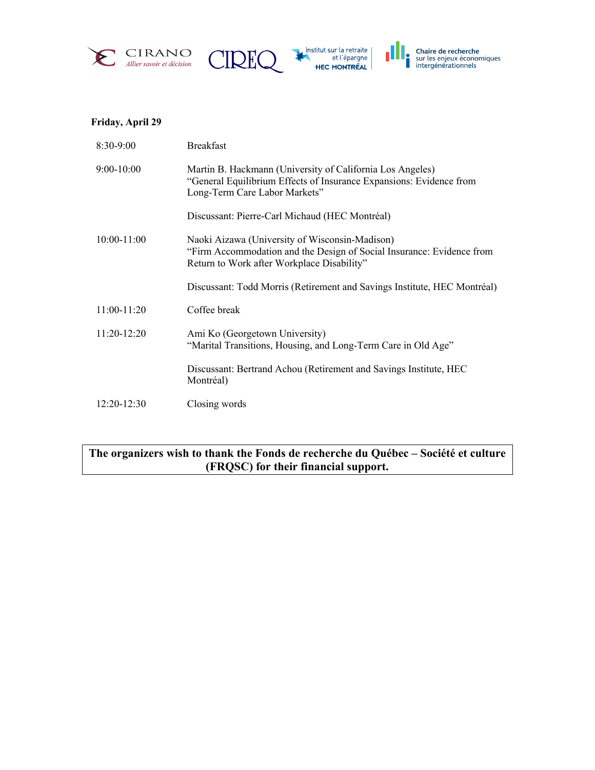**Friday, April 29**

| | |
|---|---|
| 8:30-9:00 | Breakfast |
| 9:00-10:00 | Martin B. Hackmann (University of California Los Angeles)<br>“General Equilibrium Effects of Insurance Expansions: Evidence from Long-Term Care Labor Markets”<br><br>Discussant: Pierre-Carl Michaud (HEC Montréal) |
| 10:00-11:00 | Naoki Aizawa (University of Wisconsin-Madison)<br>“Firm Accommodation and the Design of Social Insurance: Evidence from Return to Work after Workplace Disability”<br><br>Discussant: Todd Morris (Retirement and Savings Institute, HEC Montréal) |
| 11:00-11:20 | Coffee break |
| 11:20-12:20 | Ami Ko (Georgetown University)<br>“Marital Transitions, Housing, and Long-Term Care in Old Age”<br><br>Discussant: Bertrand Achou (Retirement and Savings Institute, HEC Montréal) |
| 12:20-12:30 | Closing words |

**The organizers wish to thank the Fonds de recherche du Québec – Société et culture (FRQSC) for their financial support.**